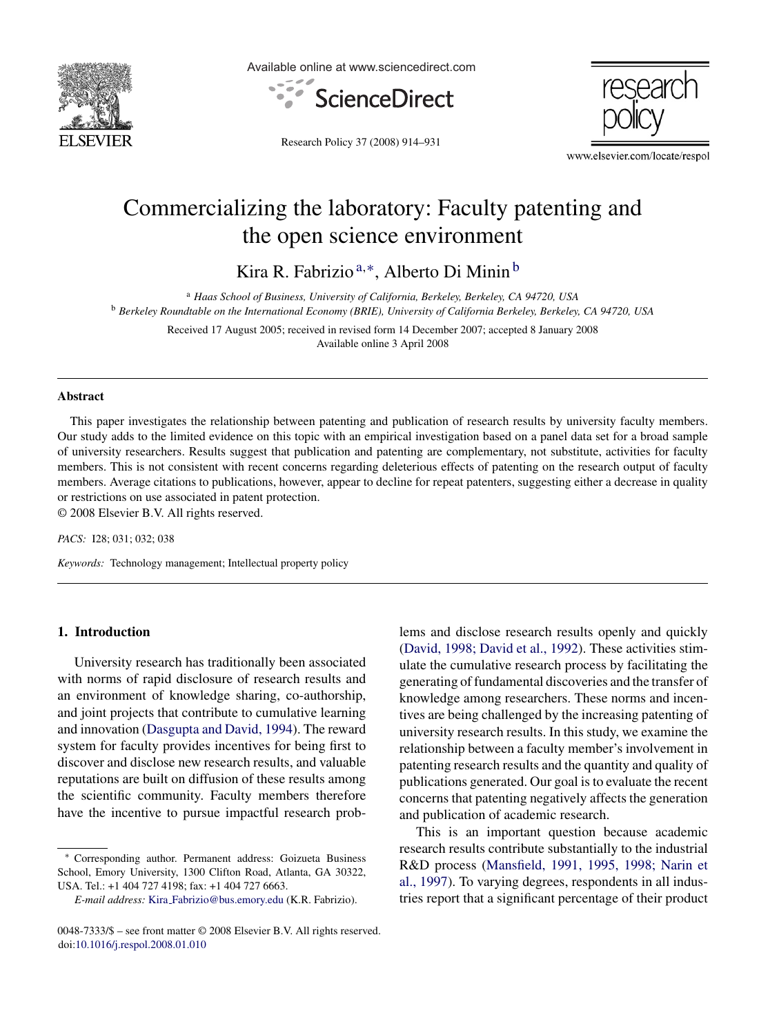# Commercializing the laboratory: Faculty patenting and the open science environment

Kira R. Fabrizio [a,*], Alberto Di Minin [b]

[a] *Haas School of Business, University of California, Berkeley, Berkeley, CA 94720, USA*
[b] *Berkeley Roundtable on the International Economy (BRIE), University of California Berkeley, Berkeley, CA 94720, USA*

Received 17 August 2005; received in revised form 14 December 2007; accepted 8 January 2008
Available online 3 April 2008

## Abstract

This paper investigates the relationship between patenting and publication of research results by university faculty members. Our study adds to the limited evidence on this topic with an empirical investigation based on a panel data set for a broad sample of university researchers. Results suggest that publication and patenting are complementary, not substitute, activities for faculty members. This is not consistent with recent concerns regarding deleterious effects of patenting on the research output of faculty members. Average citations to publications, however, appear to decline for repeat patenters, suggesting either a decrease in quality or restrictions on use associated in patent protection.

© 2008 Elsevier B.V. All rights reserved.

*PACS:* I28; 031; 032; 038

*Keywords:* Technology management; Intellectual property policy

## 1. Introduction

University research has traditionally been associated with norms of rapid disclosure of research results and an environment of knowledge sharing, co-authorship, and joint projects that contribute to cumulative learning and innovation (Dasgupta and David, 1994). The reward system for faculty provides incentives for being first to discover and disclose new research results, and valuable reputations are built on diffusion of these results among the scientific community. Faculty members therefore have the incentive to pursue impactful research problems and disclose research results openly and quickly (David, 1998; David et al., 1992). These activities stimulate the cumulative research process by facilitating the generating of fundamental discoveries and the transfer of knowledge among researchers. These norms and incentives are being challenged by the increasing patenting of university research results. In this study, we examine the relationship between a faculty member's involvement in patenting research results and the quantity and quality of publications generated. Our goal is to evaluate the recent concerns that patenting negatively affects the generation and publication of academic research.

This is an important question because academic research results contribute substantially to the industrial R&D process (Mansfield, 1991, 1995, 1998; Narin et al., 1997). To varying degrees, respondents in all industries report that a significant percentage of their product

---

* Corresponding author. Permanent address: Goizueta Business School, Emory University, 1300 Clifton Road, Atlanta, GA 30322, USA. Tel.: +1 404 727 4198; fax: +1 404 727 6663.

*E-mail address:* Kira_Fabrizio@bus.emory.edu (K.R. Fabrizio).

0048-7333/$ – see front matter © 2008 Elsevier B.V. All rights reserved.
doi:10.1016/j.respol.2008.01.010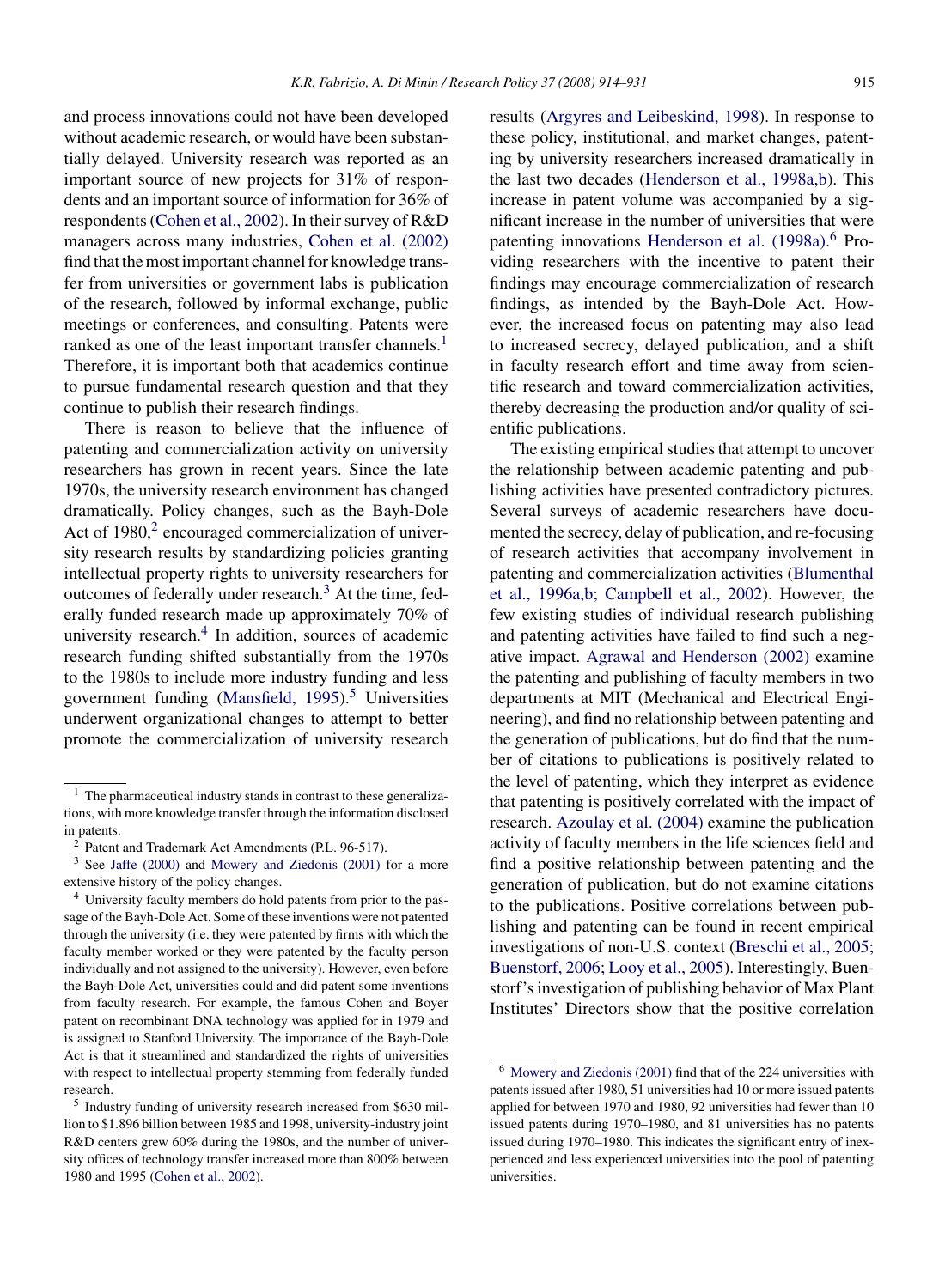and process innovations could not have been developed without academic research, or would have been substantially delayed. University research was reported as an important source of new projects for 31% of respondents and an important source of information for 36% of respondents (Cohen et al., 2002). In their survey of R&D managers across many industries, Cohen et al. (2002) find that the most important channel for knowledge transfer from universities or government labs is publication of the research, followed by informal exchange, public meetings or conferences, and consulting. Patents were ranked as one of the least important transfer channels.[1] Therefore, it is important both that academics continue to pursue fundamental research question and that they continue to publish their research findings.

There is reason to believe that the influence of patenting and commercialization activity on university researchers has grown in recent years. Since the late 1970s, the university research environment has changed dramatically. Policy changes, such as the Bayh-Dole Act of 1980,[2] encouraged commercialization of university research results by standardizing policies granting intellectual property rights to university researchers for outcomes of federally under research.[3] At the time, federally funded research made up approximately 70% of university research.[4] In addition, sources of academic research funding shifted substantially from the 1970s to the 1980s to include more industry funding and less government funding (Mansfield, 1995).[5] Universities underwent organizational changes to attempt to better promote the commercialization of university research results (Argyres and Leibeskind, 1998). In response to these policy, institutional, and market changes, patenting by university researchers increased dramatically in the last two decades (Henderson et al., 1998a,b). This increase in patent volume was accompanied by a significant increase in the number of universities that were patenting innovations Henderson et al. (1998a).[6] Providing researchers with the incentive to patent their findings may encourage commercialization of research findings, as intended by the Bayh-Dole Act. However, the increased focus on patenting may also lead to increased secrecy, delayed publication, and a shift in faculty research effort and time away from scientific research and toward commercialization activities, thereby decreasing the production and/or quality of scientific publications.

The existing empirical studies that attempt to uncover the relationship between academic patenting and publishing activities have presented contradictory pictures. Several surveys of academic researchers have documented the secrecy, delay of publication, and re-focusing of research activities that accompany involvement in patenting and commercialization activities (Blumenthal et al., 1996a,b; Campbell et al., 2002). However, the few existing studies of individual research publishing and patenting activities have failed to find such a negative impact. Agrawal and Henderson (2002) examine the patenting and publishing of faculty members in two departments at MIT (Mechanical and Electrical Engineering), and find no relationship between patenting and the generation of publications, but do find that the number of citations to publications is positively related to the level of patenting, which they interpret as evidence that patenting is positively correlated with the impact of research. Azoulay et al. (2004) examine the publication activity of faculty members in the life sciences field and find a positive relationship between patenting and the generation of publication, but do not examine citations to the publications. Positive correlations between publishing and patenting can be found in recent empirical investigations of non-U.S. context (Breschi et al., 2005; Buenstorf, 2006; Looy et al., 2005). Interestingly, Buenstorf's investigation of publishing behavior of Max Plant Institutes' Directors show that the positive correlation

---

[1] The pharmaceutical industry stands in contrast to these generalizations, with more knowledge transfer through the information disclosed in patents.

[2] Patent and Trademark Act Amendments (P.L. 96-517).

[3] See Jaffe (2000) and Mowery and Ziedonis (2001) for a more extensive history of the policy changes.

[4] University faculty members do hold patents from prior to the passage of the Bayh-Dole Act. Some of these inventions were not patented through the university (i.e. they were patented by firms with which the faculty member worked or they were patented by the faculty person individually and not assigned to the university). However, even before the Bayh-Dole Act, universities could and did patent some inventions from faculty research. For example, the famous Cohen and Boyer patent on recombinant DNA technology was applied for in 1979 and is assigned to Stanford University. The importance of the Bayh-Dole Act is that it streamlined and standardized the rights of universities with respect to intellectual property stemming from federally funded research.

[5] Industry funding of university research increased from \$630 million to \$1.896 billion between 1985 and 1998, university-industry joint R&D centers grew 60% during the 1980s, and the number of university offices of technology transfer increased more than 800% between 1980 and 1995 (Cohen et al., 2002).

[6] Mowery and Ziedonis (2001) find that of the 224 universities with patents issued after 1980, 51 universities had 10 or more issued patents applied for between 1970 and 1980, 92 universities had fewer than 10 issued patents during 1970–1980, and 81 universities has no patents issued during 1970–1980. This indicates the significant entry of inexperienced and less experienced universities into the pool of patenting universities.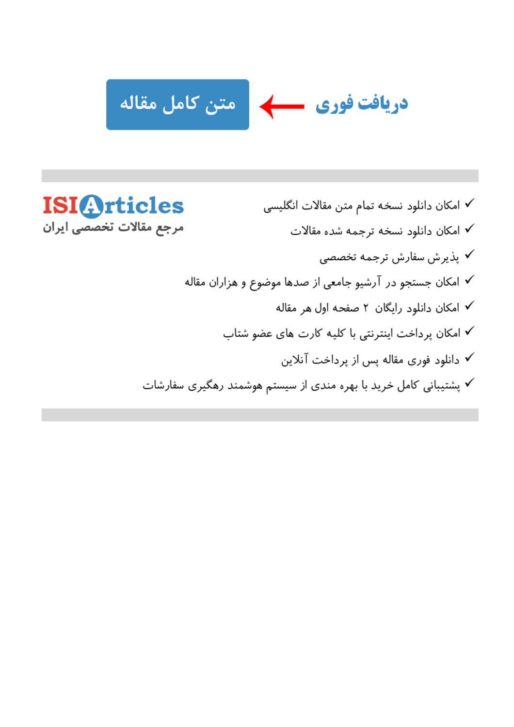دریافت فوری ← **متن کامل مقاله**

**ISIArticles**
مرجع مقالات تخصصی ایران

- ✓ امکان دانلود نسخه تمام متن مقالات انگلیسی
- ✓ امکان دانلود نسخه ترجمه شده مقالات
- ✓ پذیرش سفارش ترجمه تخصصی
- ✓ امکان جستجو در آرشیو جامعی از صدها موضوع و هزاران مقاله
- ✓ امکان دانلود رایگان ۲ صفحه اول هر مقاله
- ✓ امکان پرداخت اینترنتی با کلیه کارت های عضو شتاب
- ✓ دانلود فوری مقاله پس از پرداخت آنلاین
- ✓ پشتیبانی کامل خرید با بهره مندی از سیستم هوشمند رهگیری سفارشات